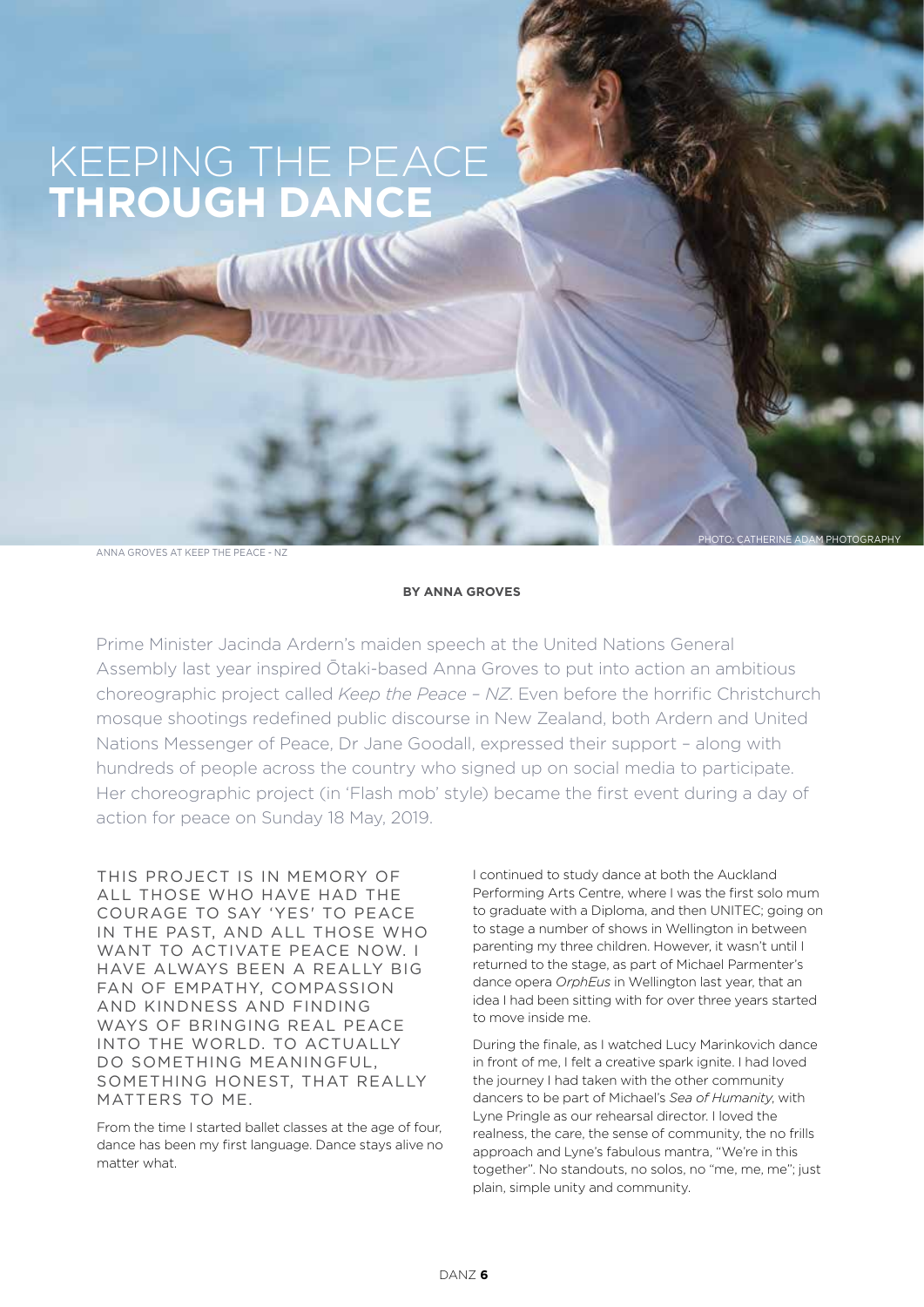# KEEPING THE PEACE **THROUGH DANCE**

ANNA GROVES AT KEEP THE PEACE - NZ

PHOTO: CATHERINE ADAM PHOTOGRAPHY

**BY ANNA GROVES**

Prime Minister Jacinda Ardern's maiden speech at the United Nations General Assembly last year inspired Ōtaki-based Anna Groves to put into action an ambitious choreographic project called *Keep the Peace – NZ*. Even before the horrific Christchurch mosque shootings redefined public discourse in New Zealand, both Ardern and United Nations Messenger of Peace, Dr Jane Goodall, expressed their support – along with hundreds of people across the country who signed up on social media to participate. Her choreographic project (in 'Flash mob' style) became the first event during a day of action for peace on Sunday 18 May, 2019.

THIS PROJECT IS IN MEMORY OF ALL THOSE WHO HAVE HAD THE COURAGE TO SAY 'YES' TO PEACE IN THE PAST, AND ALL THOSE WHO WANT TO ACTIVATE PEACE NOW. I HAVE ALWAYS BEEN A REALLY BIG FAN OF EMPATHY, COMPASSION AND KINDNESS AND FINDING WAYS OF BRINGING REAL PEACE INTO THE WORLD. TO ACTUALLY DO SOMETHING MEANINGFUL, SOMETHING HONEST, THAT REALLY MATTERS TO ME.

From the time I started ballet classes at the age of four, dance has been my first language. Dance stays alive no matter what.

I continued to study dance at both the Auckland Performing Arts Centre, where I was the first solo mum to graduate with a Diploma, and then UNITEC; going on to stage a number of shows in Wellington in between parenting my three children. However, it wasn't until I returned to the stage, as part of Michael Parmenter's dance opera *OrphEus* in Wellington last year, that an idea I had been sitting with for over three years started to move inside me.

During the finale, as I watched Lucy Marinkovich dance in front of me, I felt a creative spark ignite. I had loved the journey I had taken with the other community dancers to be part of Michael's *Sea of Humanity*, with Lyne Pringle as our rehearsal director. I loved the realness, the care, the sense of community, the no frills approach and Lyne's fabulous mantra, "We're in this together". No standouts, no solos, no "me, me, me"; just plain, simple unity and community.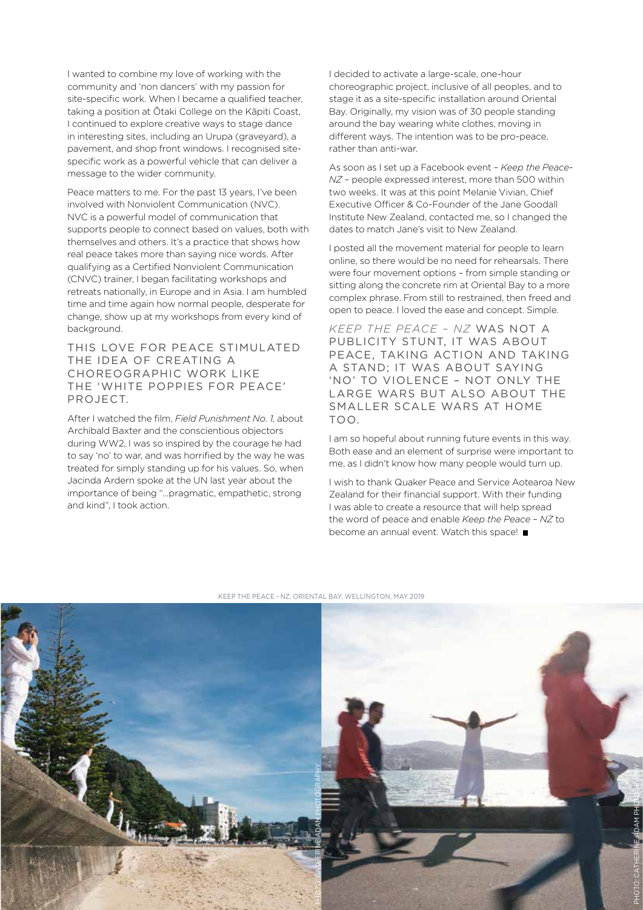I wanted to combine my love of working with the community and 'non dancers' with my passion for site-specific work. When I became a qualified teacher, taking a position at Ōtaki College on the Kāpiti Coast, I continued to explore creative ways to stage dance in interesting sites, including an Urupa (graveyard), a pavement, and shop front windows. I recognised site-specific work as a powerful vehicle that can deliver a message to the wider community.

Peace matters to me. For the past 13 years, I've been involved with Nonviolent Communication (NVC). NVC is a powerful model of communication that supports people to connect based on values, both with themselves and others. It's a practice that shows how real peace takes more than saying nice words. After qualifying as a Certified Nonviolent Communication (CNVC) trainer, I began facilitating workshops and retreats nationally, in Europe and in Asia. I am humbled time and time again how normal people, desperate for change, show up at my workshops from every kind of background.

THIS LOVE FOR PEACE STIMULATED THE IDEA OF CREATING A CHOREOGRAPHIC WORK LIKE THE 'WHITE POPPIES FOR PEACE' PROJECT.

After I watched the film, *Field Punishment No. 1*, about Archibald Baxter and the conscientious objectors during WW2, I was so inspired by the courage he had to say 'no' to war, and was horrified by the way he was treated for simply standing up for his values. So, when Jacinda Ardern spoke at the UN last year about the importance of being "...pragmatic, empathetic, strong and kind", I took action.

I decided to activate a large-scale, one-hour choreographic project, inclusive of all peoples, and to stage it as a site-specific installation around Oriental Bay. Originally, my vision was of 30 people standing around the bay wearing white clothes, moving in different ways. The intention was to be pro-peace, rather than anti-war.

As soon as I set up a Facebook event – *Keep the Peace-NZ* – people expressed interest, more than 500 within two weeks. It was at this point Melanie Vivian, Chief Executive Officer & Co-Founder of the Jane Goodall Institute New Zealand, contacted me, so I changed the dates to match Jane's visit to New Zealand.

I posted all the movement material for people to learn online, so there would be no need for rehearsals. There were four movement options – from simple standing or sitting along the concrete rim at Oriental Bay to a more complex phrase. From still to restrained, then freed and open to peace. I loved the ease and concept. Simple.

*KEEP THE PEACE – NZ* WAS NOT A PUBLICITY STUNT, IT WAS ABOUT PEACE, TAKING ACTION AND TAKING A STAND; IT WAS ABOUT SAYING 'NO' TO VIOLENCE – NOT ONLY THE LARGE WARS BUT ALSO ABOUT THE SMALLER SCALE WARS AT HOME TOO.

I am so hopeful about running future events in this way. Both ease and an element of surprise were important to me, as I didn't know how many people would turn up.

I wish to thank Quaker Peace and Service Aotearoa New Zealand for their financial support. With their funding I was able to create a resource that will help spread the word of peace and enable *Keep the Peace – NZ* to become an annual event. Watch this space! ■

KEEP THE PEACE - NZ, ORIENTAL BAY, WELLINGTON, MAY 2019

PHOTO: CATHERINE ADAM PHOTOGRAPHY

PHOTO: CATHERINE ADAM PHOTOGRAPHY